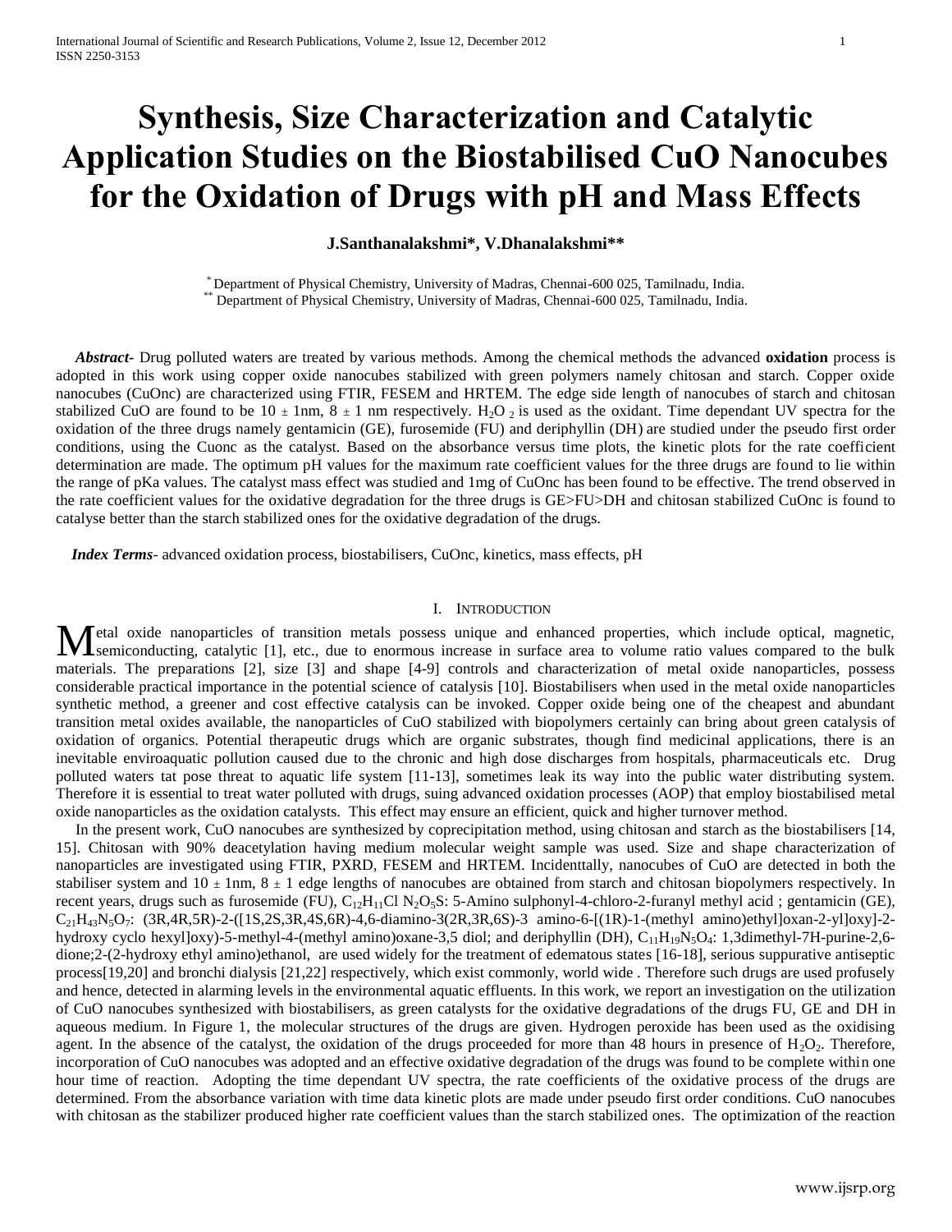# Synthesis, Size Characterization and Catalytic Application Studies on the Biostabilised CuO Nanocubes for the Oxidation of Drugs with pH and Mass Effects

**J.Santhanalakshmi\*, V.Dhanalakshmi\*\***

\* Department of Physical Chemistry, University of Madras, Chennai-600 025, Tamilnadu, India.
\*\* Department of Physical Chemistry, University of Madras, Chennai-600 025, Tamilnadu, India.

***Abstract-*** Drug polluted waters are treated by various methods. Among the chemical methods the advanced **oxidation** process is adopted in this work using copper oxide nanocubes stabilized with green polymers namely chitosan and starch. Copper oxide nanocubes (CuOnc) are characterized using FTIR, FESEM and HRTEM. The edge side length of nanocubes of starch and chitosan stabilized CuO are found to be 10 ± 1nm, 8 ± 1 nm respectively. $H_2O_2$ is used as the oxidant. Time dependant UV spectra for the oxidation of the three drugs namely gentamicin (GE), furosemide (FU) and deriphyllin (DH) are studied under the pseudo first order conditions, using the Cuonc as the catalyst. Based on the absorbance versus time plots, the kinetic plots for the rate coefficient determination are made. The optimum pH values for the maximum rate coefficient values for the three drugs are found to lie within the range of pKa values. The catalyst mass effect was studied and 1mg of CuOnc has been found to be effective. The trend observed in the rate coefficient values for the oxidative degradation for the three drugs is GE>FU>DH and chitosan stabilized CuOnc is found to catalyse better than the starch stabilized ones for the oxidative degradation of the drugs.

***Index Terms*-** advanced oxidation process, biostabilisers, CuOnc, kinetics, mass effects, pH

## I. Introduction

Metal oxide nanoparticles of transition metals possess unique and enhanced properties, which include optical, magnetic, semiconducting, catalytic [1], etc., due to enormous increase in surface area to volume ratio values compared to the bulk materials. The preparations [2], size [3] and shape [4-9] controls and characterization of metal oxide nanoparticles, possess considerable practical importance in the potential science of catalysis [10]. Biostabilisers when used in the metal oxide nanoparticles synthetic method, a greener and cost effective catalysis can be invoked. Copper oxide being one of the cheapest and abundant transition metal oxides available, the nanoparticles of CuO stabilized with biopolymers certainly can bring about green catalysis of oxidation of organics. Potential therapeutic drugs which are organic substrates, though find medicinal applications, there is an inevitable enviroaquatic pollution caused due to the chronic and high dose discharges from hospitals, pharmaceuticals etc. Drug polluted waters tat pose threat to aquatic life system [11-13], sometimes leak its way into the public water distributing system. Therefore it is essential to treat water polluted with drugs, suing advanced oxidation processes (AOP) that employ biostabilised metal oxide nanoparticles as the oxidation catalysts. This effect may ensure an efficient, quick and higher turnover method.

In the present work, CuO nanocubes are synthesized by coprecipitation method, using chitosan and starch as the biostabilisers [14, 15]. Chitosan with 90% deacetylation having medium molecular weight sample was used. Size and shape characterization of nanoparticles are investigated using FTIR, PXRD, FESEM and HRTEM. Incidenttally, nanocubes of CuO are detected in both the stabiliser system and 10 ± 1nm, 8 ± 1 edge lengths of nanocubes are obtained from starch and chitosan biopolymers respectively. In recent years, drugs such as furosemide (FU), $C_{12}H_{11}Cl\ N_2O_5S$: 5-Amino sulphonyl-4-chloro-2-furanyl methyl acid ; gentamicin (GE), $C_{21}H_{43}N_5O_7$: (3R,4R,5R)-2-([1S,2S,3R,4S,6R)-4,6-diamino-3(2R,3R,6S)-3 amino-6-[(1R)-1-(methyl amino)ethyl]oxan-2-yl]oxy]-2-hydroxy cyclo hexyl]oxy)-5-methyl-4-(methyl amino)oxane-3,5 diol; and deriphyllin (DH), $C_{11}H_{19}N_5O_4$: 1,3dimethyl-7H-purine-2,6-dione;2-(2-hydroxy ethyl amino)ethanol, are used widely for the treatment of edematous states [16-18], serious suppurative antiseptic process[19,20] and bronchi dialysis [21,22] respectively, which exist commonly, world wide . Therefore such drugs are used profusely and hence, detected in alarming levels in the environmental aquatic effluents. In this work, we report an investigation on the utilization of CuO nanocubes synthesized with biostabilisers, as green catalysts for the oxidative degradations of the drugs FU, GE and DH in aqueous medium. In Figure 1, the molecular structures of the drugs are given. Hydrogen peroxide has been used as the oxidising agent. In the absence of the catalyst, the oxidation of the drugs proceeded for more than 48 hours in presence of $H_2O_2$. Therefore, incorporation of CuO nanocubes was adopted and an effective oxidative degradation of the drugs was found to be complete within one hour time of reaction. Adopting the time dependant UV spectra, the rate coefficients of the oxidative process of the drugs are determined. From the absorbance variation with time data kinetic plots are made under pseudo first order conditions. CuO nanocubes with chitosan as the stabilizer produced higher rate coefficient values than the starch stabilized ones. The optimization of the reaction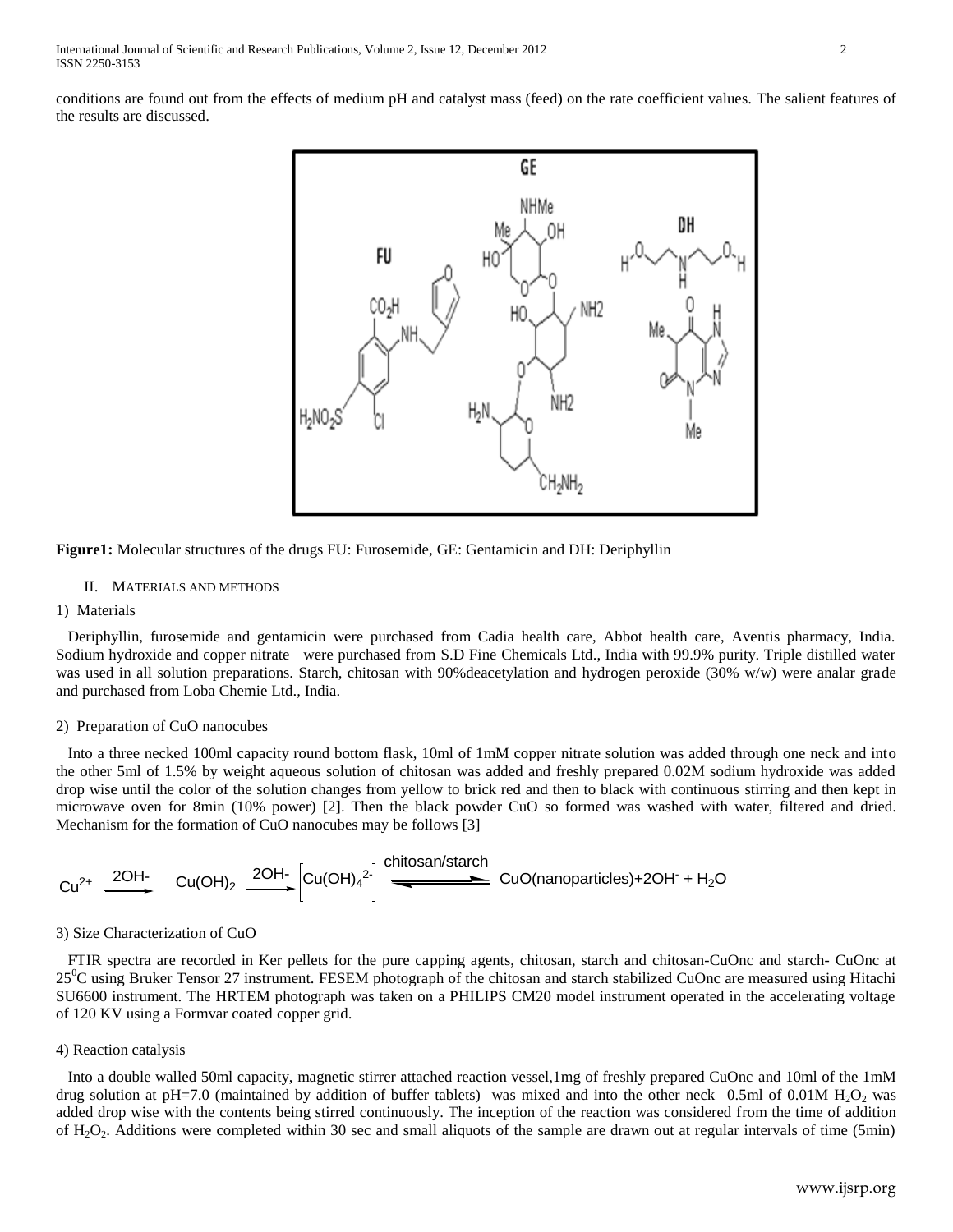conditions are found out from the effects of medium pH and catalyst mass (feed) on the rate coefficient values. The salient features of the results are discussed.

GE

FU

DH

**Figure1:** Molecular structures of the drugs FU: Furosemide, GE: Gentamicin and DH: Deriphyllin

## II. MATERIALS AND METHODS

### 1) Materials

Deriphyllin, furosemide and gentamicin were purchased from Cadia health care, Abbot health care, Aventis pharmacy, India. Sodium hydroxide and copper nitrate were purchased from S.D Fine Chemicals Ltd., India with 99.9% purity. Triple distilled water was used in all solution preparations. Starch, chitosan with 90%deacetylation and hydrogen peroxide (30% w/w) were analar grade and purchased from Loba Chemie Ltd., India.

### 2) Preparation of CuO nanocubes

Into a three necked 100ml capacity round bottom flask, 10ml of 1mM copper nitrate solution was added through one neck and into the other 5ml of 1.5% by weight aqueous solution of chitosan was added and freshly prepared 0.02M sodium hydroxide was added drop wise until the color of the solution changes from yellow to brick red and then to black with continuous stirring and then kept in microwave oven for 8min (10% power) [2]. Then the black powder CuO so formed was washed with water, filtered and dried. Mechanism for the formation of CuO nanocubes may be follows [3]

$$Cu^{2+} \xrightarrow{2OH^-} Cu(OH)_2 \xrightarrow{2OH^-} \left[Cu(OH)_4^{2-}\right] \xrightleftharpoons{\text{chitosan/starch}} \text{CuO(nanoparticles)} + 2OH^- + H_2O$$

### 3) Size Characterization of CuO

FTIR spectra are recorded in Ker pellets for the pure capping agents, chitosan, starch and chitosan-CuOnc and starch- CuOnc at $25^0$C using Bruker Tensor 27 instrument. FESEM photograph of the chitosan and starch stabilized CuOnc are measured using Hitachi SU6600 instrument. The HRTEM photograph was taken on a PHILIPS CM20 model instrument operated in the accelerating voltage of 120 KV using a Formvar coated copper grid.

### 4) Reaction catalysis

Into a double walled 50ml capacity, magnetic stirrer attached reaction vessel,1mg of freshly prepared CuOnc and 10ml of the 1mM drug solution at pH=7.0 (maintained by addition of buffer tablets) was mixed and into the other neck 0.5ml of 0.01M $H_2O_2$ was added drop wise with the contents being stirred continuously. The inception of the reaction was considered from the time of addition of $H_2O_2$. Additions were completed within 30 sec and small aliquots of the sample are drawn out at regular intervals of time (5min)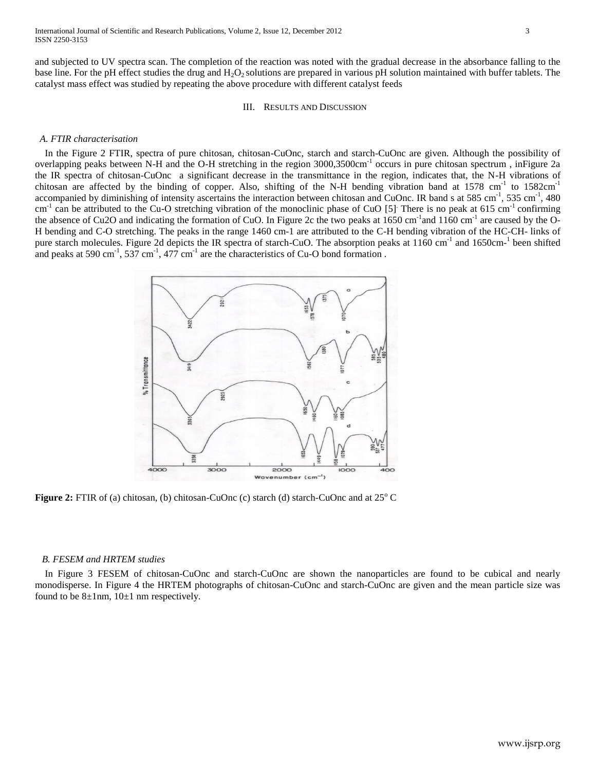and subjected to UV spectra scan. The completion of the reaction was noted with the gradual decrease in the absorbance falling to the base line. For the pH effect studies the drug and $H_2O_2$ solutions are prepared in various pH solution maintained with buffer tablets. The catalyst mass effect was studied by repeating the above procedure with different catalyst feeds

## III. Results and Discussion

### *A. FTIR characterisation*

In the Figure 2 FTIR, spectra of pure chitosan, chitosan-CuOnc, starch and starch-CuOnc are given. Although the possibility of overlapping peaks between N-H and the O-H stretching in the region 3000,3500cm$^{-1}$ occurs in pure chitosan spectrum , inFigure 2a the IR spectra of chitosan-CuOnc a significant decrease in the transmittance in the region, indicates that, the N-H vibrations of chitosan are affected by the binding of copper. Also, shifting of the N-H bending vibration band at 1578 cm$^{-1}$ to 1582cm$^{-1}$ accompanied by diminishing of intensity ascertains the interaction between chitosan and CuOnc. IR band s at 585 cm$^{-1}$, 535 cm$^{-1}$, 480 cm$^{-1}$ can be attributed to the Cu-O stretching vibration of the monoclinic phase of CuO [5]. There is no peak at 615 cm$^{-1}$ confirming the absence of Cu2O and indicating the formation of CuO. In Figure 2c the two peaks at 1650 cm$^{-1}$and 1160 cm$^{-1}$ are caused by the O-H bending and C-O stretching. The peaks in the range 1460 cm-1 are attributed to the C-H bending vibration of the HC-CH- links of pure starch molecules. Figure 2d depicts the IR spectra of starch-CuO. The absorption peaks at 1160 cm$^{-1}$ and 1650cm-$^{1}$ been shifted and peaks at 590 cm$^{-1}$, 537 cm$^{-1}$, 477 cm$^{-1}$ are the characteristics of Cu-O bond formation .

% Transmittance
a: 3422, 2921, 1653, 1578, 1375, 1070
b: 3419, 1582, 1380, 1077, 585, 535, 480
c: 3365, 2925, 1650, 1460, 1160, 1083
d: 3358, 1653, 1449, 1158, 1079, 590, 537, 477
4000 3000 2000 1000 400
Wavenumber (cm$^{-1}$)

**Figure 2:** FTIR of (a) chitosan, (b) chitosan-CuOnc (c) starch (d) starch-CuOnc and at 25$^{o}$ C

### *B. FESEM and HRTEM studies*

In Figure 3 FESEM of chitosan-CuOnc and starch-CuOnc are shown the nanoparticles are found to be cubical and nearly monodisperse. In Figure 4 the HRTEM photographs of chitosan-CuOnc and starch-CuOnc are given and the mean particle size was found to be 8±1nm, 10±1 nm respectively.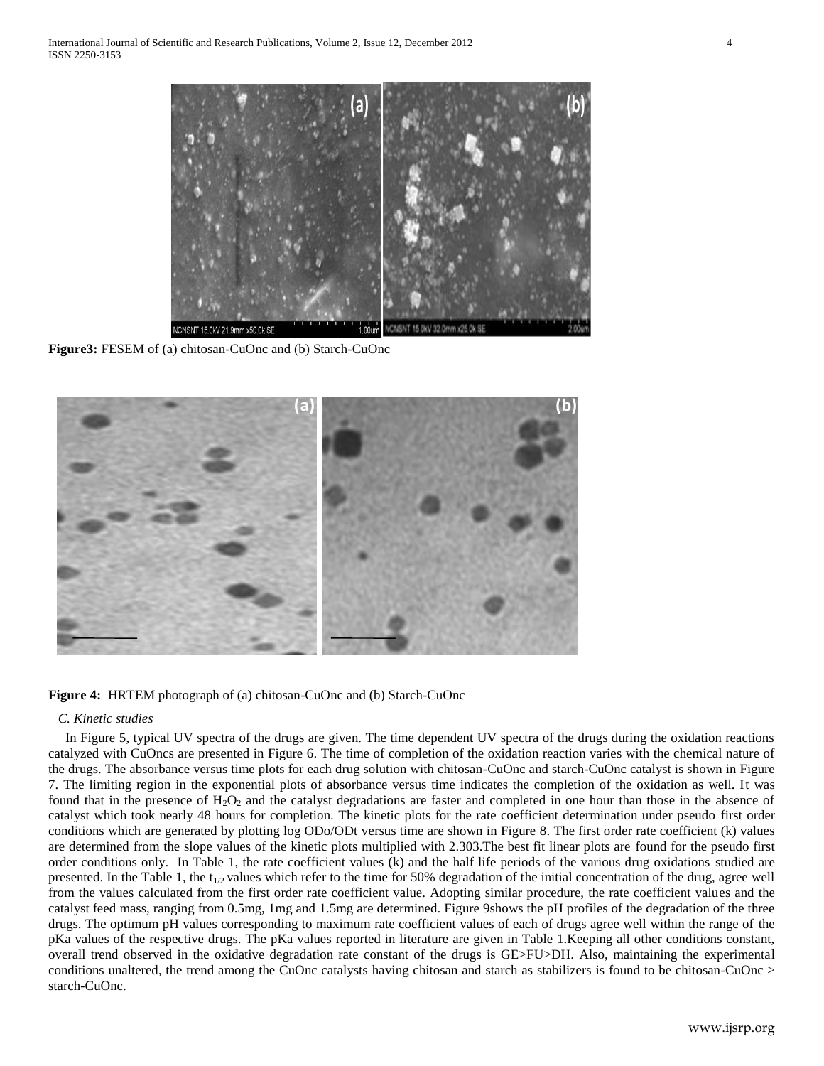(a)

(b)

NCNSNT 15.0kV 21.9mm x50.0k SE 1.00um

NCNSNT 15.0kV 32.0mm x25.0k SE 2.00um

**Figure3:** FESEM of (a) chitosan-CuOnc and (b) Starch-CuOnc

(a)

(b)

**Figure 4:** HRTEM photograph of (a) chitosan-CuOnc and (b) Starch-CuOnc

### *C. Kinetic studies*

In Figure 5, typical UV spectra of the drugs are given. The time dependent UV spectra of the drugs during the oxidation reactions catalyzed with CuOncs are presented in Figure 6. The time of completion of the oxidation reaction varies with the chemical nature of the drugs. The absorbance versus time plots for each drug solution with chitosan-CuOnc and starch-CuOnc catalyst is shown in Figure 7. The limiting region in the exponential plots of absorbance versus time indicates the completion of the oxidation as well. It was found that in the presence of $H_2O_2$ and the catalyst degradations are faster and completed in one hour than those in the absence of catalyst which took nearly 48 hours for completion. The kinetic plots for the rate coefficient determination under pseudo first order conditions which are generated by plotting log ODo/ODt versus time are shown in Figure 8. The first order rate coefficient (k) values are determined from the slope values of the kinetic plots multiplied with 2.303.The best fit linear plots are found for the pseudo first order conditions only. In Table 1, the rate coefficient values (k) and the half life periods of the various drug oxidations studied are presented. In the Table 1, the $t_{1/2}$ values which refer to the time for 50% degradation of the initial concentration of the drug, agree well from the values calculated from the first order rate coefficient value. Adopting similar procedure, the rate coefficient values and the catalyst feed mass, ranging from 0.5mg, 1mg and 1.5mg are determined. Figure 9shows the pH profiles of the degradation of the three drugs. The optimum pH values corresponding to maximum rate coefficient values of each of drugs agree well within the range of the pKa values of the respective drugs. The pKa values reported in literature are given in Table 1.Keeping all other conditions constant, overall trend observed in the oxidative degradation rate constant of the drugs is GE>FU>DH. Also, maintaining the experimental conditions unaltered, the trend among the CuOnc catalysts having chitosan and starch as stabilizers is found to be chitosan-CuOnc > starch-CuOnc.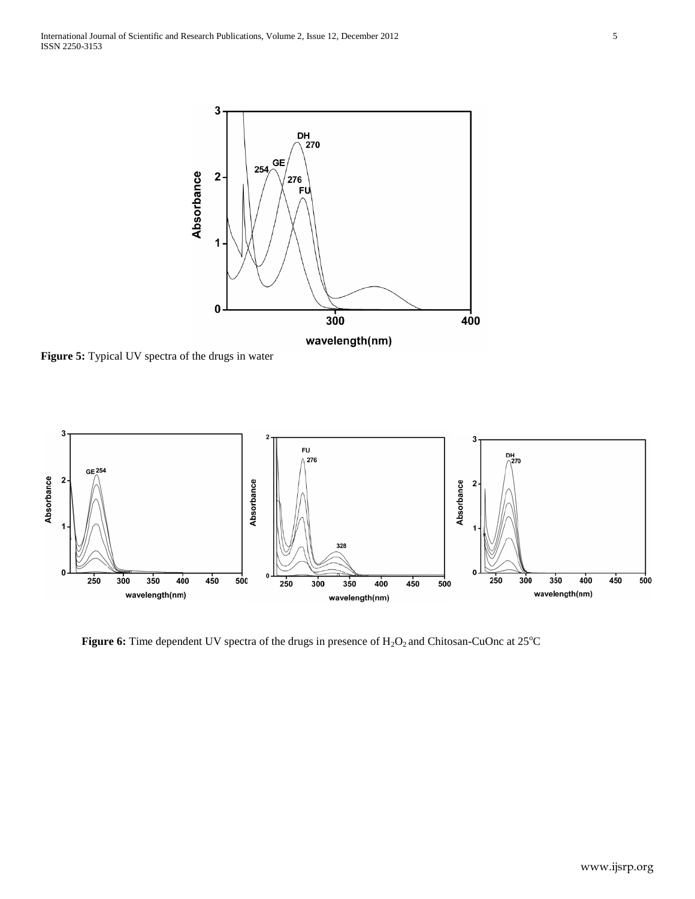3

DH
270
GE
254
276
FU
2
Absorbance
1
0
300
400
wavelength(nm)

**Figure 5:** Typical UV spectra of the drugs in water

3
GE 254
2
Absorbance
1
0
250
300
350
400
450
500
wavelength(nm)

2
FU
276
Absorbance
328
0
250
300
350
400
450
500
wavelength(nm)

3
DH
270
2
Absorbance
1
0
250
300
350
400
450
500
wavelength(nm)

**Figure 6:** Time dependent UV spectra of the drugs in presence of $H_2O_2$ and Chitosan-CuOnc at 25°C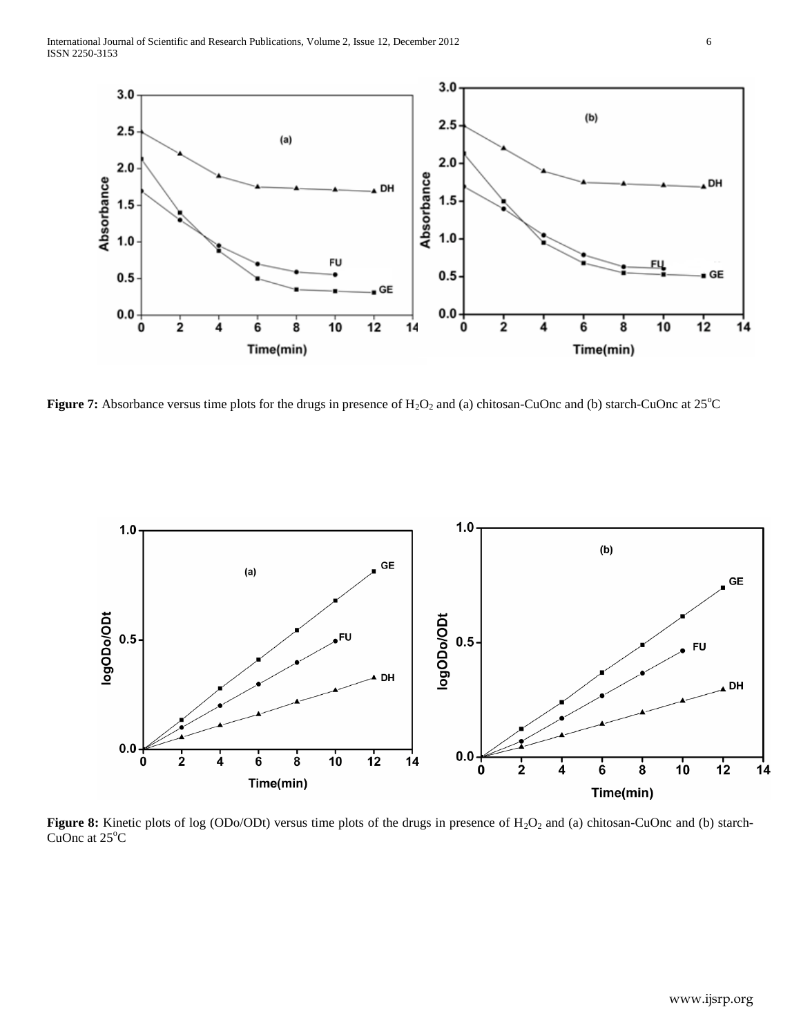(a)

Absorbance

3.0
2.5
2.0
1.5
1.0
0.5
0.0

0 2 4 6 8 10 12 14

Time(min)

DH
FU
GE

(b)

Absorbance

3.0
2.5
2.0
1.5
1.0
0.5
0.0

0 2 4 6 8 10 12 14

Time(min)

DH
FU
GE

**Figure 7:** Absorbance versus time plots for the drugs in presence of $H_2O_2$ and (a) chitosan-CuOnc and (b) starch-CuOnc at $25^oC$

(a)

logODo/ODt

1.0
0.5
0.0

0 2 4 6 8 10 12 14

Time(min)

GE
FU
DH

(b)

logODo/ODt

1.0
0.5
0.0

0 2 4 6 8 10 12 14

Time(min)

GE
FU
DH

**Figure 8:** Kinetic plots of log (ODo/ODt) versus time plots of the drugs in presence of $H_2O_2$ and (a) chitosan-CuOnc and (b) starch-CuOnc at $25^oC$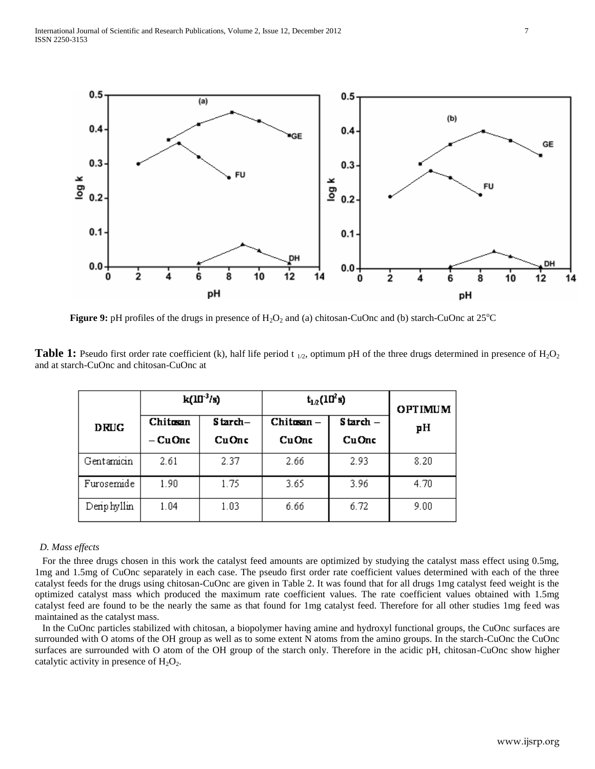(a)

0.5
0.4
0.3
0.2
0.1
0.0

log k

0 2 4 6 8 10 12 14

pH

GE
FU
DH

(b)

0.5
0.4
0.3
0.2
0.1
0.0

log k

0 2 4 6 8 10 12 14

pH

GE
FU
DH

**Figure 9:** pH profiles of the drugs in presence of $H_2O_2$ and (a) chitosan-CuOnc and (b) starch-CuOnc at 25°C

**Table 1:** Pseudo first order rate coefficient (k), half life period $t_{1/2}$, optimum pH of the three drugs determined in presence of $H_2O_2$ and at starch-CuOnc and chitosan-CuOnc at

| DRUG | $k(10^{-3}/s)$ | | $t_{1/2}(10^2 s)$ | | OPTIMUM pH |
|---|---|---|---|---|---|
| | Chitosan – CuOnc | Starch– CuOnc | Chitosan – CuOnc | Starch – CuOnc | |
| Gentamicin | 2.61 | 2.37 | 2.66 | 2.93 | 8.20 |
| Furosemide | 1.90 | 1.75 | 3.65 | 3.96 | 4.70 |
| Deriphyllin | 1.04 | 1.03 | 6.66 | 6.72 | 9.00 |

*D. Mass effects*

For the three drugs chosen in this work the catalyst feed amounts are optimized by studying the catalyst mass effect using 0.5mg, 1mg and 1.5mg of CuOnc separately in each case. The pseudo first order rate coefficient values determined with each of the three catalyst feeds for the drugs using chitosan-CuOnc are given in Table 2. It was found that for all drugs 1mg catalyst feed weight is the optimized catalyst mass which produced the maximum rate coefficient values. The rate coefficient values obtained with 1.5mg catalyst feed are found to be the nearly the same as that found for 1mg catalyst feed. Therefore for all other studies 1mg feed was maintained as the catalyst mass.

In the CuOnc particles stabilized with chitosan, a biopolymer having amine and hydroxyl functional groups, the CuOnc surfaces are surrounded with O atoms of the OH group as well as to some extent N atoms from the amino groups. In the starch-CuOnc the CuOnc surfaces are surrounded with O atom of the OH group of the starch only. Therefore in the acidic pH, chitosan-CuOnc show higher catalytic activity in presence of $H_2O_2$.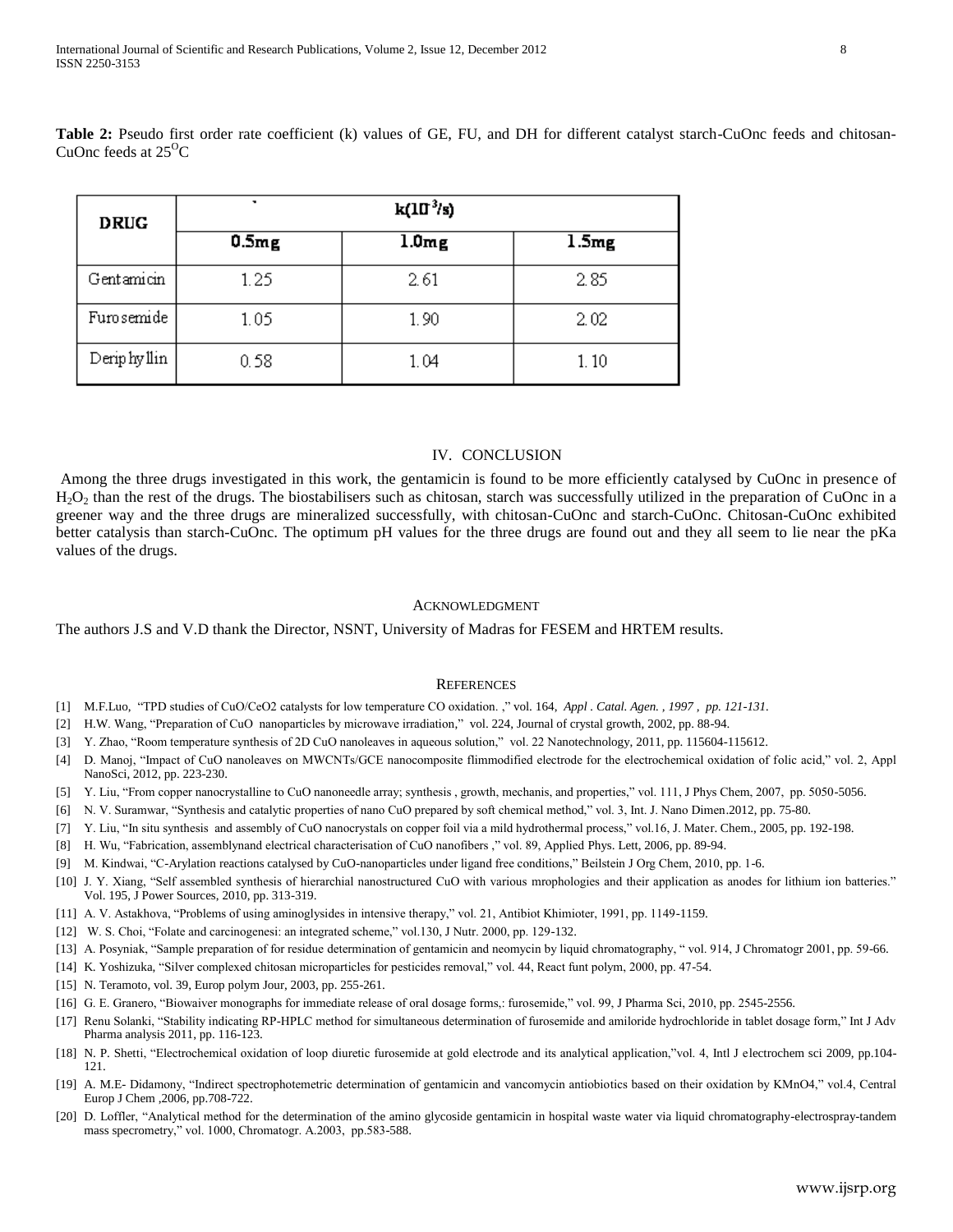**Table 2:** Pseudo first order rate coefficient (k) values of GE, FU, and DH for different catalyst starch-CuOnc feeds and chitosan-CuOnc feeds at $25^{O}C$

| DRUG | $k(10^{-3}/s)$ | | |
|---|---|---|---|
| | 0.5mg | 1.0mg | 1.5mg |
| Gentamicin | 1.25 | 2.61 | 2.85 |
| Furosemide | 1.05 | 1.90 | 2.02 |
| Deriphyllin | 0.58 | 1.04 | 1.10 |

## IV. CONCLUSION

Among the three drugs investigated in this work, the gentamicin is found to be more efficiently catalysed by CuOnc in presence of $H_2O_2$ than the rest of the drugs. The biostabilisers such as chitosan, starch was successfully utilized in the preparation of CuOnc in a greener way and the three drugs are mineralized successfully, with chitosan-CuOnc and starch-CuOnc. Chitosan-CuOnc exhibited better catalysis than starch-CuOnc. The optimum pH values for the three drugs are found out and they all seem to lie near the pKa values of the drugs.

## ACKNOWLEDGMENT

The authors J.S and V.D thank the Director, NSNT, University of Madras for FESEM and HRTEM results.

## REFERENCES

[1] M.F.Luo, "TPD studies of CuO/CeO2 catalysts for low temperature CO oxidation. ," vol. 164, *Appl . Catal. Agen. , 1997 , pp. 121-131.*

[2] H.W. Wang, "Preparation of CuO nanoparticles by microwave irradiation," vol. 224, Journal of crystal growth, 2002, pp. 88-94.

[3] Y. Zhao, "Room temperature synthesis of 2D CuO nanoleaves in aqueous solution," vol. 22 Nanotechnology, 2011, pp. 115604-115612.

[4] D. Manoj, "Impact of CuO nanoleaves on MWCNTs/GCE nanocomposite flimmodified electrode for the electrochemical oxidation of folic acid," vol. 2, Appl NanoSci, 2012, pp. 223-230.

[5] Y. Liu, "From copper nanocrystalline to CuO nanoneedle array; synthesis , growth, mechanis, and properties," vol. 111, J Phys Chem, 2007, pp. 5050-5056.

[6] N. V. Suramwar, "Synthesis and catalytic properties of nano CuO prepared by soft chemical method," vol. 3, Int. J. Nano Dimen.2012, pp. 75-80.

[7] Y. Liu, "In situ synthesis and assembly of CuO nanocrystals on copper foil via a mild hydrothermal process," vol.16, J. Mater. Chem., 2005, pp. 192-198.

[8] H. Wu, "Fabrication, assemblynand electrical characterisation of CuO nanofibers ," vol. 89, Applied Phys. Lett, 2006, pp. 89-94.

[9] M. Kindwai, "C-Arylation reactions catalysed by CuO-nanoparticles under ligand free conditions," Beilstein J Org Chem, 2010, pp. 1-6.

[10] J. Y. Xiang, "Self assembled synthesis of hierarchial nanostructured CuO with various mrophologies and their application as anodes for lithium ion batteries." Vol. 195, J Power Sources, 2010, pp. 313-319.

[11] A. V. Astakhova, "Problems of using aminoglysides in intensive therapy," vol. 21, Antibiot Khimioter, 1991, pp. 1149-1159.

[12] W. S. Choi, "Folate and carcinogenesi: an integrated scheme," vol.130, J Nutr. 2000, pp. 129-132.

[13] A. Posyniak, "Sample preparation of for residue determination of gentamicin and neomycin by liquid chromatography, " vol. 914, J Chromatogr 2001, pp. 59-66.

[14] K. Yoshizuka, "Silver complexed chitosan microparticles for pesticides removal," vol. 44, React funt polym, 2000, pp. 47-54.

[15] N. Teramoto, vol. 39, Europ polym Jour, 2003, pp. 255-261.

[16] G. E. Granero, "Biowaiver monographs for immediate release of oral dosage forms,: furosemide," vol. 99, J Pharma Sci, 2010, pp. 2545-2556.

[17] Renu Solanki, "Stability indicating RP-HPLC method for simultaneous determination of furosemide and amiloride hydrochloride in tablet dosage form," Int J Adv Pharma analysis 2011, pp. 116-123.

[18] N. P. Shetti, "Electrochemical oxidation of loop diuretic furosemide at gold electrode and its analytical application,"vol. 4, Intl J electrochem sci 2009, pp.104-121.

[19] A. M.E- Didamony, "Indirect spectrophotemetric determination of gentamicin and vancomycin antiobiotics based on their oxidation by KMnO4," vol.4, Central Europ J Chem ,2006, pp.708-722.

[20] D. Loffler, "Analytical method for the determination of the amino glycoside gentamicin in hospital waste water via liquid chromatography-electrospray-tandem mass specrometry," vol. 1000, Chromatogr. A.2003, pp.583-588.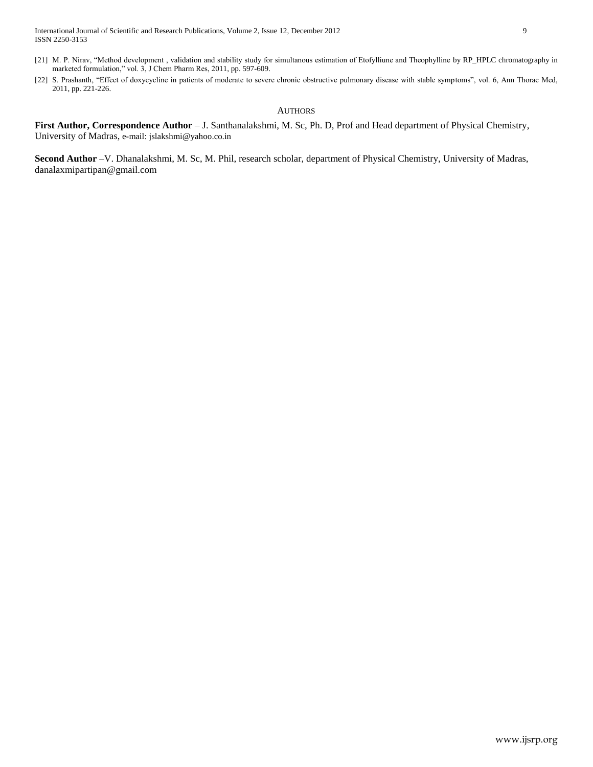[21] M. P. Nirav, “Method development , validation and stability study for simultanous estimation of Etofylliune and Theophylline by RP_HPLC chromatography in marketed formulation,” vol. 3, J Chem Pharm Res, 2011, pp. 597-609.

[22] S. Prashanth, “Effect of doxycycline in patients of moderate to severe chronic obstructive pulmonary disease with stable symptoms”, vol. 6, Ann Thorac Med, 2011, pp. 221-226.

## AUTHORS

**First Author, Correspondence Author** – J. Santhanalakshmi, M. Sc, Ph. D, Prof and Head department of Physical Chemistry, University of Madras, e-mail: jslakshmi@yahoo.co.in

**Second Author** –V. Dhanalakshmi, M. Sc, M. Phil, research scholar, department of Physical Chemistry, University of Madras, danalaxmipartipan@gmail.com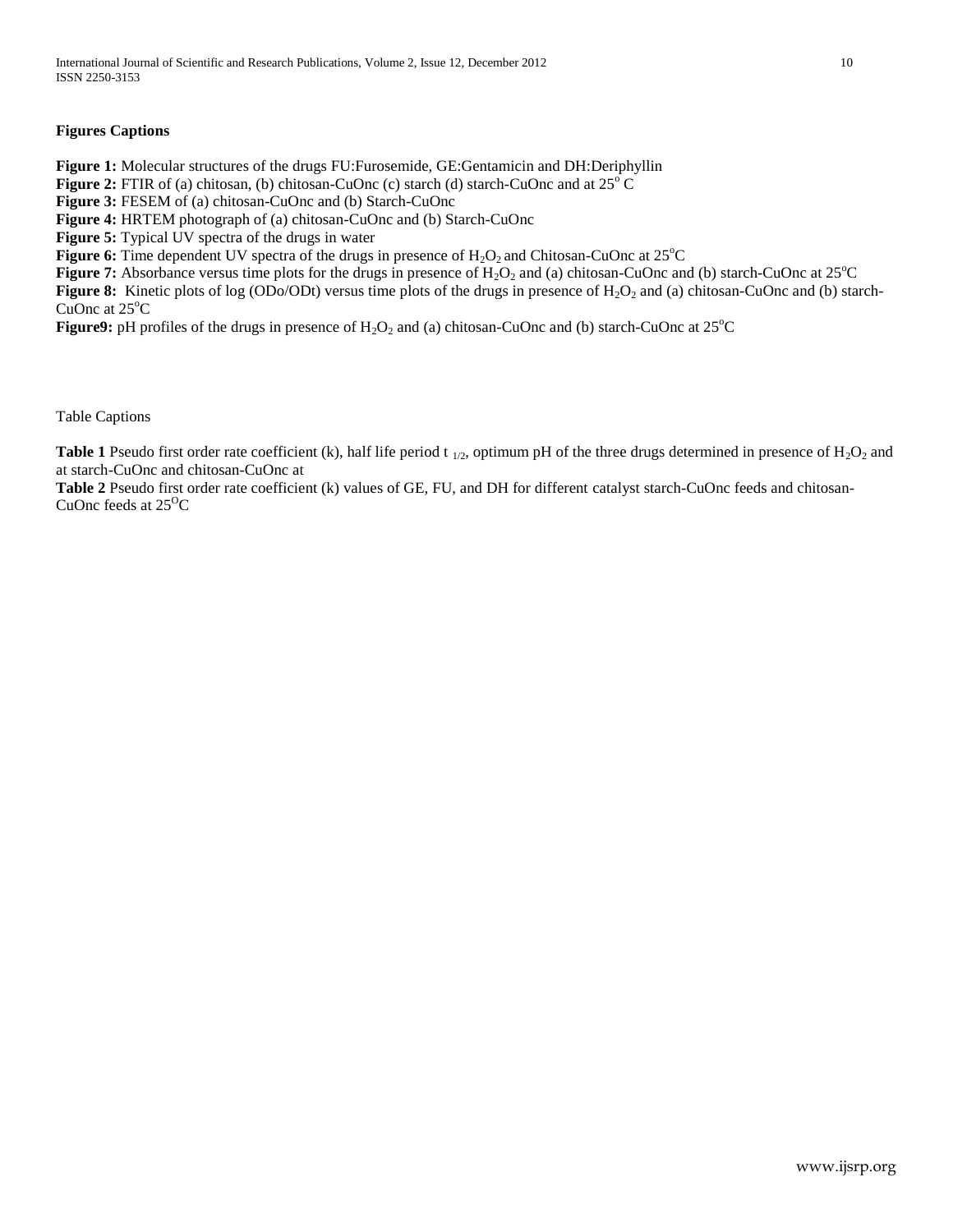**Figures Captions**

**Figure 1:** Molecular structures of the drugs FU:Furosemide, GE:Gentamicin and DH:Deriphyllin

**Figure 2:** FTIR of (a) chitosan, (b) chitosan-CuOnc (c) starch (d) starch-CuOnc and at $25^o$ C

**Figure 3:** FESEM of (a) chitosan-CuOnc and (b) Starch-CuOnc

**Figure 4:** HRTEM photograph of (a) chitosan-CuOnc and (b) Starch-CuOnc

**Figure 5:** Typical UV spectra of the drugs in water

**Figure 6:** Time dependent UV spectra of the drugs in presence of $H_2O_2$ and Chitosan-CuOnc at $25^oC$

**Figure 7:** Absorbance versus time plots for the drugs in presence of $H_2O_2$ and (a) chitosan-CuOnc and (b) starch-CuOnc at $25^oC$

**Figure 8:** Kinetic plots of log (ODo/ODt) versus time plots of the drugs in presence of $H_2O_2$ and (a) chitosan-CuOnc and (b) starch-CuOnc at $25^oC$

**Figure9:** pH profiles of the drugs in presence of $H_2O_2$ and (a) chitosan-CuOnc and (b) starch-CuOnc at $25^oC$

Table Captions

**Table 1** Pseudo first order rate coefficient (k), half life period $t_{1/2}$, optimum pH of the three drugs determined in presence of $H_2O_2$ and at starch-CuOnc and chitosan-CuOnc at

**Table 2** Pseudo first order rate coefficient (k) values of GE, FU, and DH for different catalyst starch-CuOnc feeds and chitosan-CuOnc feeds at $25^OC$